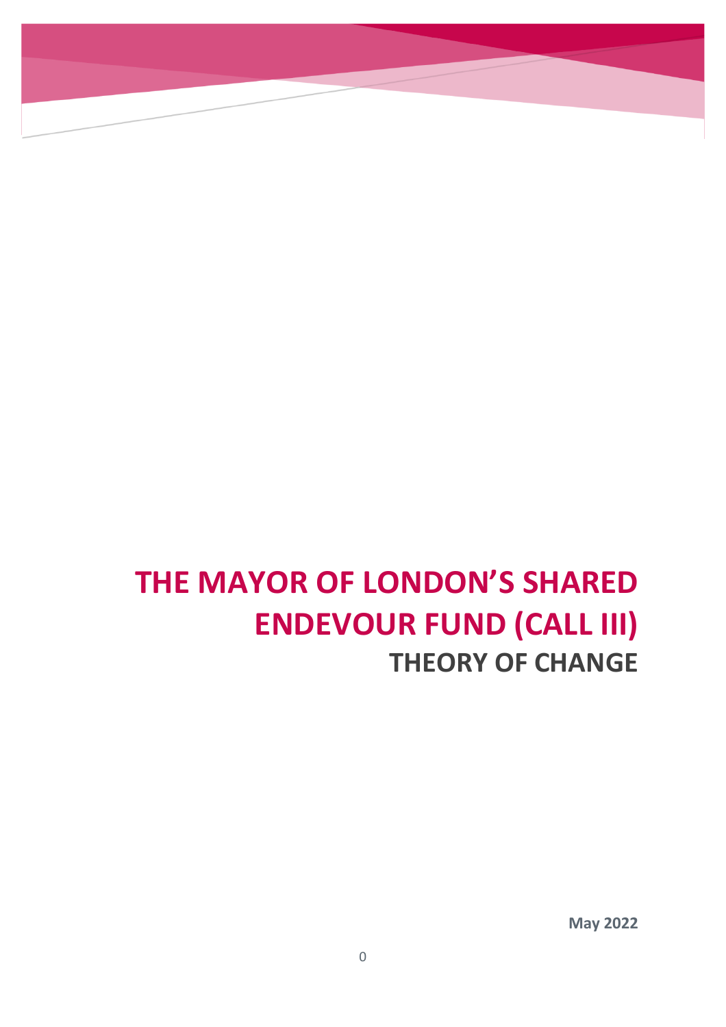# THE MAYOR OF LONDON'S SHARED ENDEVOUR FUND (CALL III)

## THEORY OF CHANGE

**May 2022**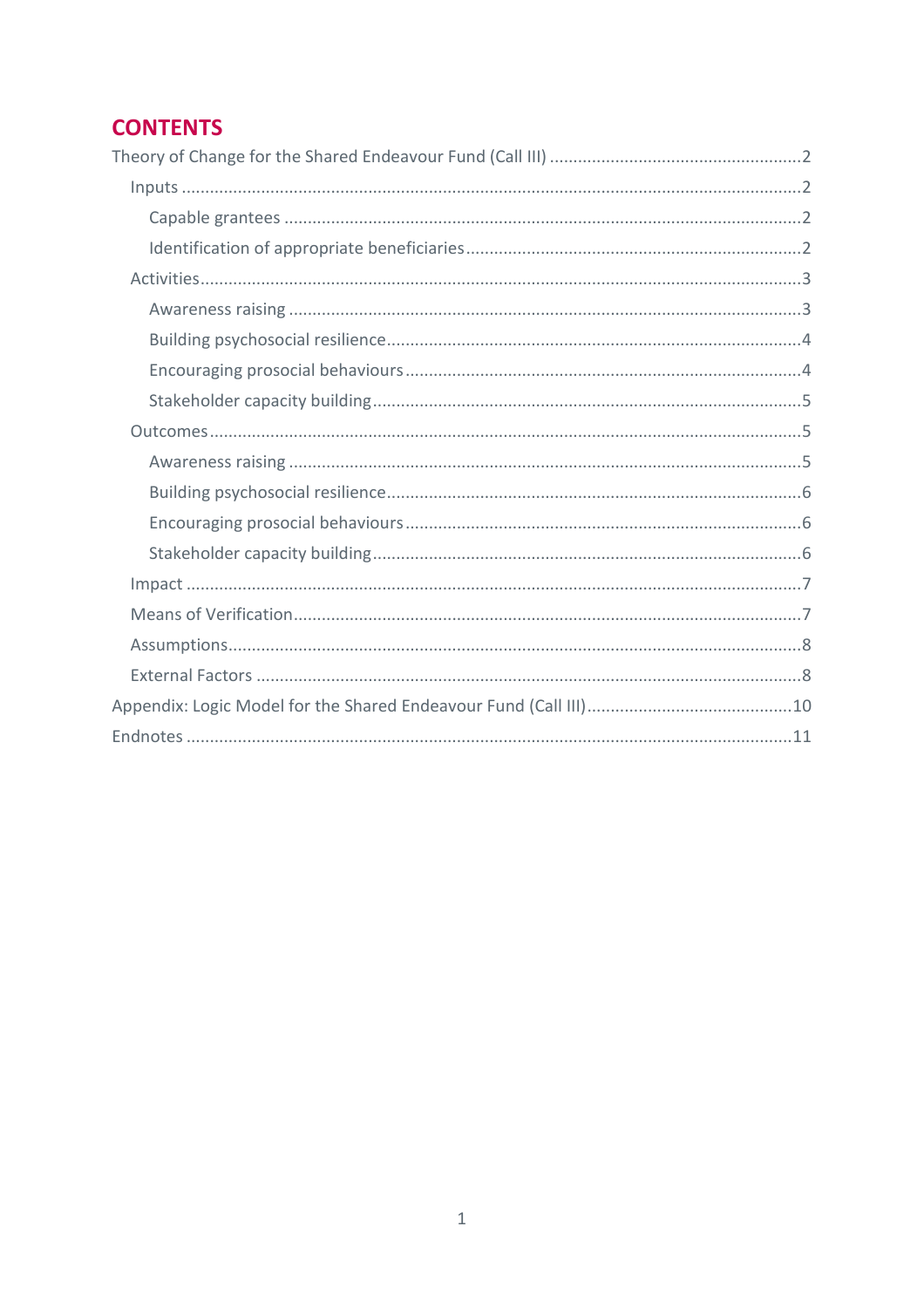## CONTENTS

Theory of Change for the Shared Endeavour Fund (Call III) ....................................................... 2

- Inputs ..................................................................................................................................... 2
  - Capable grantees ................................................................................................................ 2
  - Identification of appropriate beneficiaries ......................................................................... 2
- Activities ................................................................................................................................ 3
  - Awareness raising ............................................................................................................... 3
  - Building psychosocial resilience ......................................................................................... 4
  - Encouraging prosocial behaviours ...................................................................................... 4
  - Stakeholder capacity building ............................................................................................ 5
- Outcomes .............................................................................................................................. 5
  - Awareness raising ............................................................................................................... 5
  - Building psychosocial resilience ......................................................................................... 6
  - Encouraging prosocial behaviours ...................................................................................... 6
  - Stakeholder capacity building ............................................................................................ 6
- Impact .................................................................................................................................... 7
- Means of Verification ............................................................................................................. 7
- Assumptions .......................................................................................................................... 8
- External Factors ..................................................................................................................... 8

Appendix: Logic Model for the Shared Endeavour Fund (Call III) ............................................ 10

Endnotes ................................................................................................................................... 11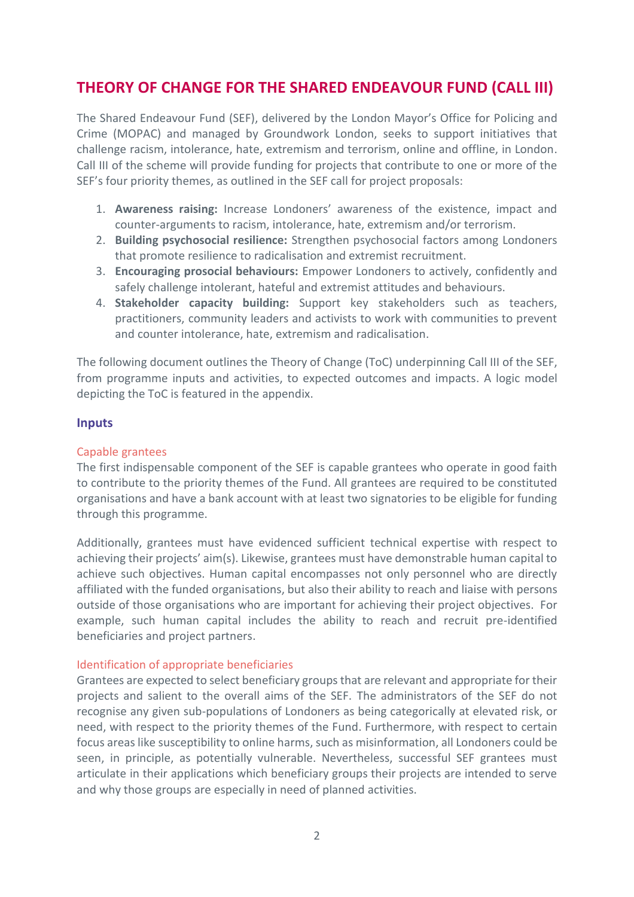# THEORY OF CHANGE FOR THE SHARED ENDEAVOUR FUND (CALL III)

The Shared Endeavour Fund (SEF), delivered by the London Mayor's Office for Policing and Crime (MOPAC) and managed by Groundwork London, seeks to support initiatives that challenge racism, intolerance, hate, extremism and terrorism, online and offline, in London. Call III of the scheme will provide funding for projects that contribute to one or more of the SEF's four priority themes, as outlined in the SEF call for project proposals:

1. **Awareness raising:** Increase Londoners' awareness of the existence, impact and counter-arguments to racism, intolerance, hate, extremism and/or terrorism.
2. **Building psychosocial resilience:** Strengthen psychosocial factors among Londoners that promote resilience to radicalisation and extremist recruitment.
3. **Encouraging prosocial behaviours:** Empower Londoners to actively, confidently and safely challenge intolerant, hateful and extremist attitudes and behaviours.
4. **Stakeholder capacity building:** Support key stakeholders such as teachers, practitioners, community leaders and activists to work with communities to prevent and counter intolerance, hate, extremism and radicalisation.

The following document outlines the Theory of Change (ToC) underpinning Call III of the SEF, from programme inputs and activities, to expected outcomes and impacts. A logic model depicting the ToC is featured in the appendix.

## Inputs

### Capable grantees

The first indispensable component of the SEF is capable grantees who operate in good faith to contribute to the priority themes of the Fund. All grantees are required to be constituted organisations and have a bank account with at least two signatories to be eligible for funding through this programme.

Additionally, grantees must have evidenced sufficient technical expertise with respect to achieving their projects' aim(s). Likewise, grantees must have demonstrable human capital to achieve such objectives. Human capital encompasses not only personnel who are directly affiliated with the funded organisations, but also their ability to reach and liaise with persons outside of those organisations who are important for achieving their project objectives. For example, such human capital includes the ability to reach and recruit pre-identified beneficiaries and project partners.

### Identification of appropriate beneficiaries

Grantees are expected to select beneficiary groups that are relevant and appropriate for their projects and salient to the overall aims of the SEF. The administrators of the SEF do not recognise any given sub-populations of Londoners as being categorically at elevated risk, or need, with respect to the priority themes of the Fund. Furthermore, with respect to certain focus areas like susceptibility to online harms, such as misinformation, all Londoners could be seen, in principle, as potentially vulnerable. Nevertheless, successful SEF grantees must articulate in their applications which beneficiary groups their projects are intended to serve and why those groups are especially in need of planned activities.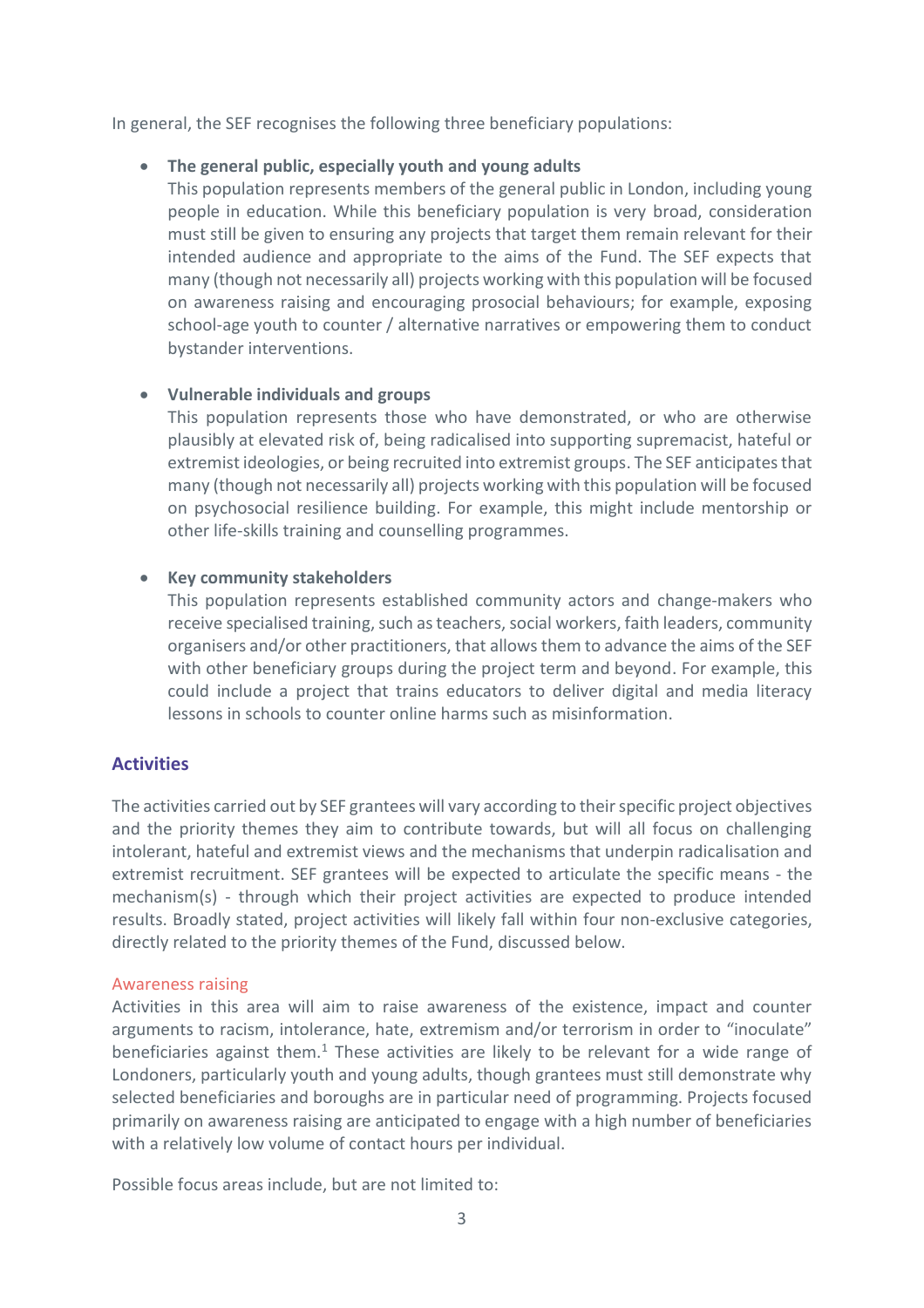In general, the SEF recognises the following three beneficiary populations:

- **The general public, especially youth and young adults**
  This population represents members of the general public in London, including young people in education. While this beneficiary population is very broad, consideration must still be given to ensuring any projects that target them remain relevant for their intended audience and appropriate to the aims of the Fund. The SEF expects that many (though not necessarily all) projects working with this population will be focused on awareness raising and encouraging prosocial behaviours; for example, exposing school-age youth to counter / alternative narratives or empowering them to conduct bystander interventions.

- **Vulnerable individuals and groups**
  This population represents those who have demonstrated, or who are otherwise plausibly at elevated risk of, being radicalised into supporting supremacist, hateful or extremist ideologies, or being recruited into extremist groups. The SEF anticipates that many (though not necessarily all) projects working with this population will be focused on psychosocial resilience building. For example, this might include mentorship or other life-skills training and counselling programmes.

- **Key community stakeholders**
  This population represents established community actors and change-makers who receive specialised training, such as teachers, social workers, faith leaders, community organisers and/or other practitioners, that allows them to advance the aims of the SEF with other beneficiary groups during the project term and beyond. For example, this could include a project that trains educators to deliver digital and media literacy lessons in schools to counter online harms such as misinformation.

## Activities

The activities carried out by SEF grantees will vary according to their specific project objectives and the priority themes they aim to contribute towards, but will all focus on challenging intolerant, hateful and extremist views and the mechanisms that underpin radicalisation and extremist recruitment. SEF grantees will be expected to articulate the specific means - the mechanism(s) - through which their project activities are expected to produce intended results. Broadly stated, project activities will likely fall within four non-exclusive categories, directly related to the priority themes of the Fund, discussed below.

### Awareness raising

Activities in this area will aim to raise awareness of the existence, impact and counter arguments to racism, intolerance, hate, extremism and/or terrorism in order to "inoculate" beneficiaries against them.[1] These activities are likely to be relevant for a wide range of Londoners, particularly youth and young adults, though grantees must still demonstrate why selected beneficiaries and boroughs are in particular need of programming. Projects focused primarily on awareness raising are anticipated to engage with a high number of beneficiaries with a relatively low volume of contact hours per individual.

Possible focus areas include, but are not limited to: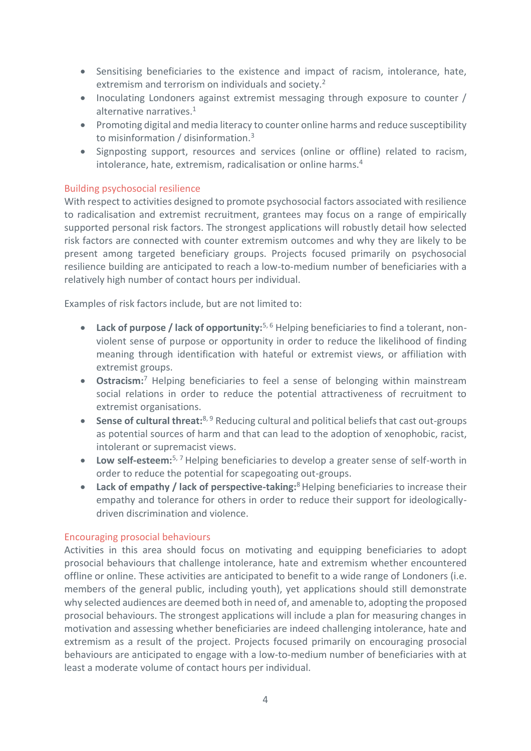- Sensitising beneficiaries to the existence and impact of racism, intolerance, hate, extremism and terrorism on individuals and society.[2]
- Inoculating Londoners against extremist messaging through exposure to counter / alternative narratives.[1]
- Promoting digital and media literacy to counter online harms and reduce susceptibility to misinformation / disinformation.[3]
- Signposting support, resources and services (online or offline) related to racism, intolerance, hate, extremism, radicalisation or online harms.[4]

### Building psychosocial resilience

With respect to activities designed to promote psychosocial factors associated with resilience to radicalisation and extremist recruitment, grantees may focus on a range of empirically supported personal risk factors. The strongest applications will robustly detail how selected risk factors are connected with counter extremism outcomes and why they are likely to be present among targeted beneficiary groups. Projects focused primarily on psychosocial resilience building are anticipated to reach a low-to-medium number of beneficiaries with a relatively high number of contact hours per individual.

Examples of risk factors include, but are not limited to:

- **Lack of purpose / lack of opportunity:**[5, 6] Helping beneficiaries to find a tolerant, non-violent sense of purpose or opportunity in order to reduce the likelihood of finding meaning through identification with hateful or extremist views, or affiliation with extremist groups.
- **Ostracism:**[7] Helping beneficiaries to feel a sense of belonging within mainstream social relations in order to reduce the potential attractiveness of recruitment to extremist organisations.
- **Sense of cultural threat:**[8, 9] Reducing cultural and political beliefs that cast out-groups as potential sources of harm and that can lead to the adoption of xenophobic, racist, intolerant or supremacist views.
- **Low self-esteem:**[5, 7] Helping beneficiaries to develop a greater sense of self-worth in order to reduce the potential for scapegoating out-groups.
- **Lack of empathy / lack of perspective-taking:**[8] Helping beneficiaries to increase their empathy and tolerance for others in order to reduce their support for ideologically-driven discrimination and violence.

### Encouraging prosocial behaviours

Activities in this area should focus on motivating and equipping beneficiaries to adopt prosocial behaviours that challenge intolerance, hate and extremism whether encountered offline or online. These activities are anticipated to benefit to a wide range of Londoners (i.e. members of the general public, including youth), yet applications should still demonstrate why selected audiences are deemed both in need of, and amenable to, adopting the proposed prosocial behaviours. The strongest applications will include a plan for measuring changes in motivation and assessing whether beneficiaries are indeed challenging intolerance, hate and extremism as a result of the project. Projects focused primarily on encouraging prosocial behaviours are anticipated to engage with a low-to-medium number of beneficiaries with at least a moderate volume of contact hours per individual.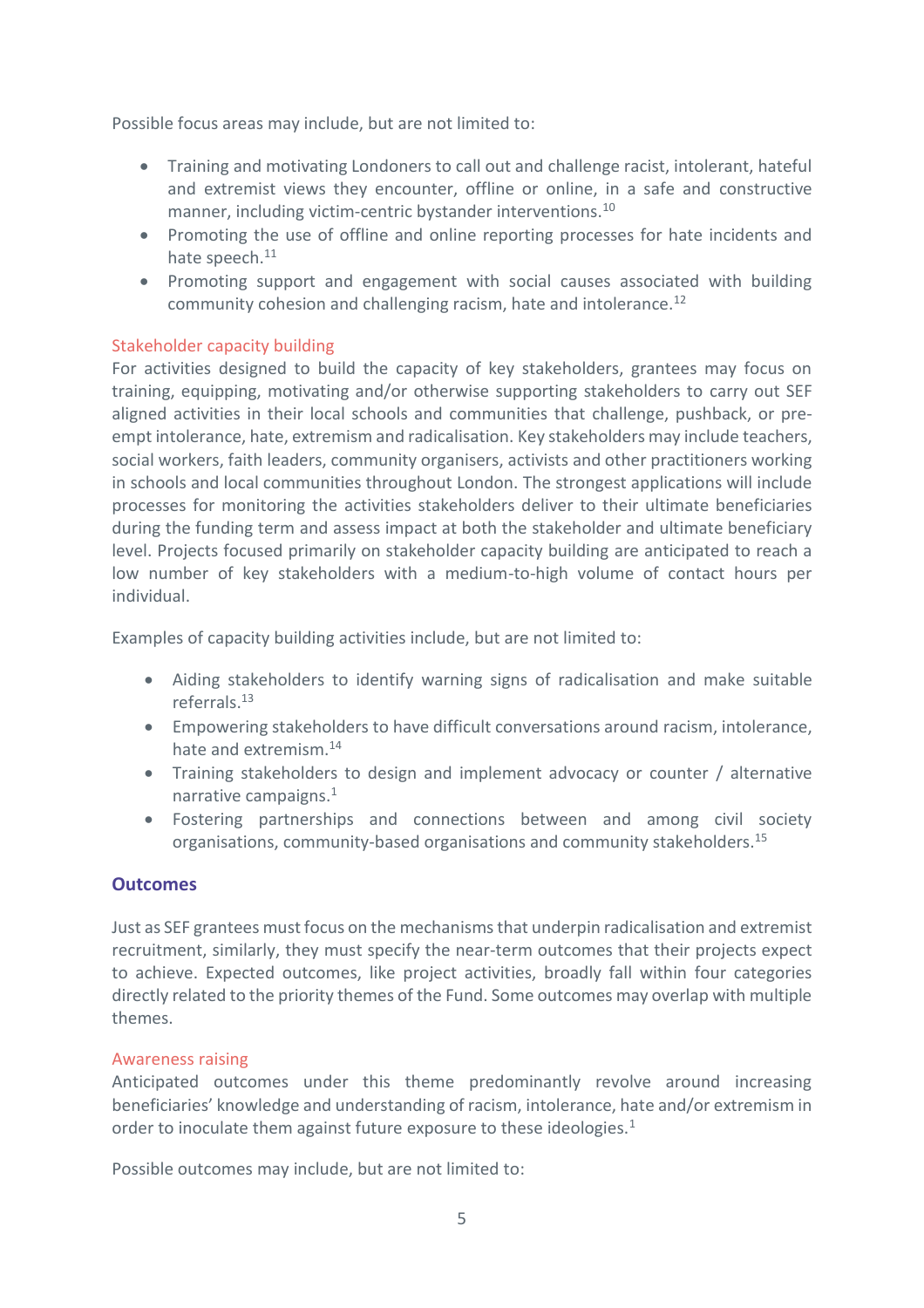Possible focus areas may include, but are not limited to:

- Training and motivating Londoners to call out and challenge racist, intolerant, hateful and extremist views they encounter, offline or online, in a safe and constructive manner, including victim-centric bystander interventions.[10]
- Promoting the use of offline and online reporting processes for hate incidents and hate speech.[11]
- Promoting support and engagement with social causes associated with building community cohesion and challenging racism, hate and intolerance.[12]

### Stakeholder capacity building

For activities designed to build the capacity of key stakeholders, grantees may focus on training, equipping, motivating and/or otherwise supporting stakeholders to carry out SEF aligned activities in their local schools and communities that challenge, pushback, or pre-empt intolerance, hate, extremism and radicalisation. Key stakeholders may include teachers, social workers, faith leaders, community organisers, activists and other practitioners working in schools and local communities throughout London. The strongest applications will include processes for monitoring the activities stakeholders deliver to their ultimate beneficiaries during the funding term and assess impact at both the stakeholder and ultimate beneficiary level. Projects focused primarily on stakeholder capacity building are anticipated to reach a low number of key stakeholders with a medium-to-high volume of contact hours per individual.

Examples of capacity building activities include, but are not limited to:

- Aiding stakeholders to identify warning signs of radicalisation and make suitable referrals.[13]
- Empowering stakeholders to have difficult conversations around racism, intolerance, hate and extremism.[14]
- Training stakeholders to design and implement advocacy or counter / alternative narrative campaigns.[1]
- Fostering partnerships and connections between and among civil society organisations, community-based organisations and community stakeholders.[15]

## Outcomes

Just as SEF grantees must focus on the mechanisms that underpin radicalisation and extremist recruitment, similarly, they must specify the near-term outcomes that their projects expect to achieve. Expected outcomes, like project activities, broadly fall within four categories directly related to the priority themes of the Fund. Some outcomes may overlap with multiple themes.

### Awareness raising

Anticipated outcomes under this theme predominantly revolve around increasing beneficiaries' knowledge and understanding of racism, intolerance, hate and/or extremism in order to inoculate them against future exposure to these ideologies.[1]

Possible outcomes may include, but are not limited to: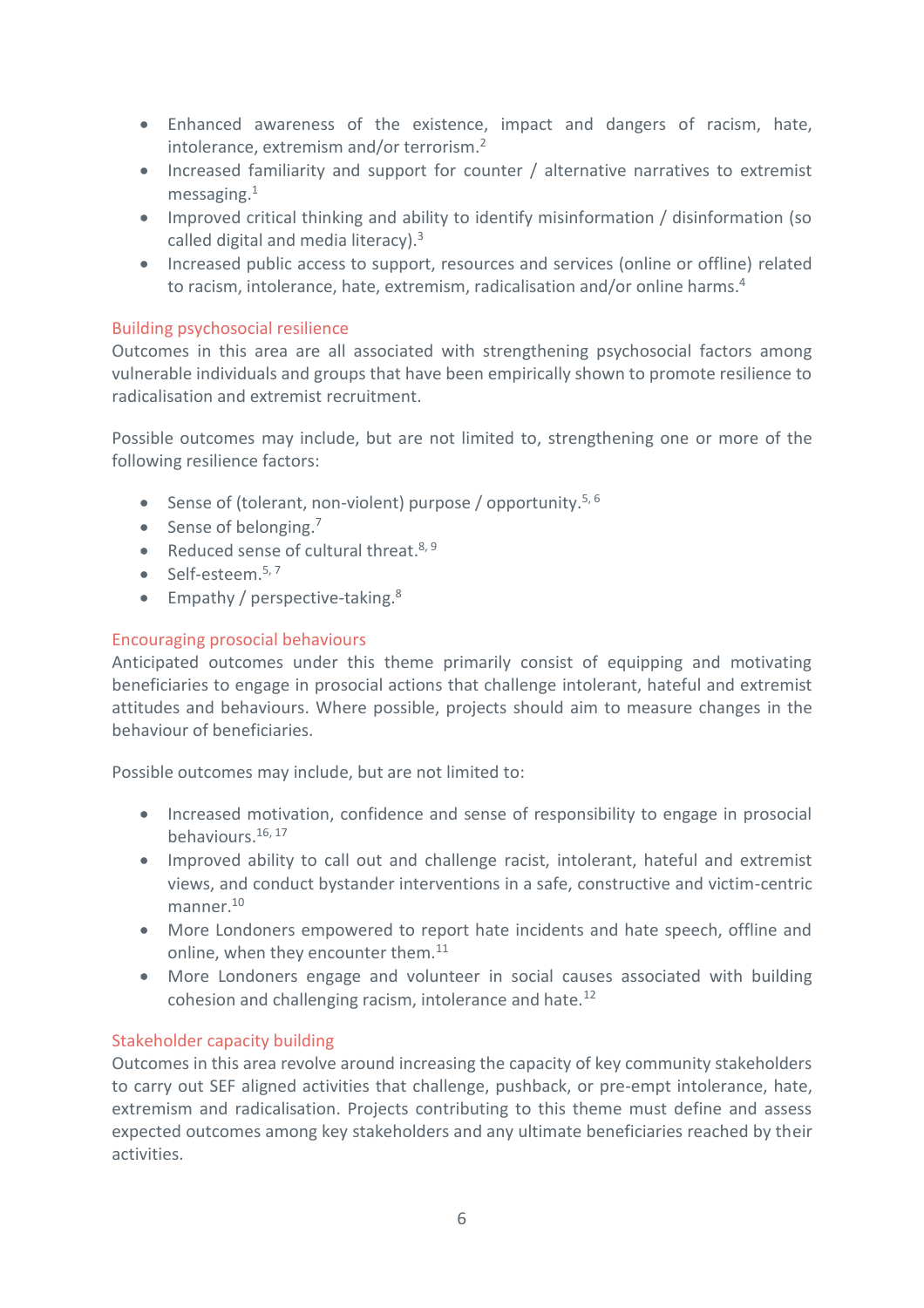- Enhanced awareness of the existence, impact and dangers of racism, hate, intolerance, extremism and/or terrorism.[2]
- Increased familiarity and support for counter / alternative narratives to extremist messaging.[1]
- Improved critical thinking and ability to identify misinformation / disinformation (so called digital and media literacy).[3]
- Increased public access to support, resources and services (online or offline) related to racism, intolerance, hate, extremism, radicalisation and/or online harms.[4]

### Building psychosocial resilience

Outcomes in this area are all associated with strengthening psychosocial factors among vulnerable individuals and groups that have been empirically shown to promote resilience to radicalisation and extremist recruitment.

Possible outcomes may include, but are not limited to, strengthening one or more of the following resilience factors:

- Sense of (tolerant, non-violent) purpose / opportunity.[5, 6]
- Sense of belonging.[7]
- Reduced sense of cultural threat.[8, 9]
- Self-esteem.[5, 7]
- Empathy / perspective-taking.[8]

### Encouraging prosocial behaviours

Anticipated outcomes under this theme primarily consist of equipping and motivating beneficiaries to engage in prosocial actions that challenge intolerant, hateful and extremist attitudes and behaviours. Where possible, projects should aim to measure changes in the behaviour of beneficiaries.

Possible outcomes may include, but are not limited to:

- Increased motivation, confidence and sense of responsibility to engage in prosocial behaviours.[16, 17]
- Improved ability to call out and challenge racist, intolerant, hateful and extremist views, and conduct bystander interventions in a safe, constructive and victim-centric manner.[10]
- More Londoners empowered to report hate incidents and hate speech, offline and online, when they encounter them.[11]
- More Londoners engage and volunteer in social causes associated with building cohesion and challenging racism, intolerance and hate.[12]

### Stakeholder capacity building

Outcomes in this area revolve around increasing the capacity of key community stakeholders to carry out SEF aligned activities that challenge, pushback, or pre-empt intolerance, hate, extremism and radicalisation. Projects contributing to this theme must define and assess expected outcomes among key stakeholders and any ultimate beneficiaries reached by their activities.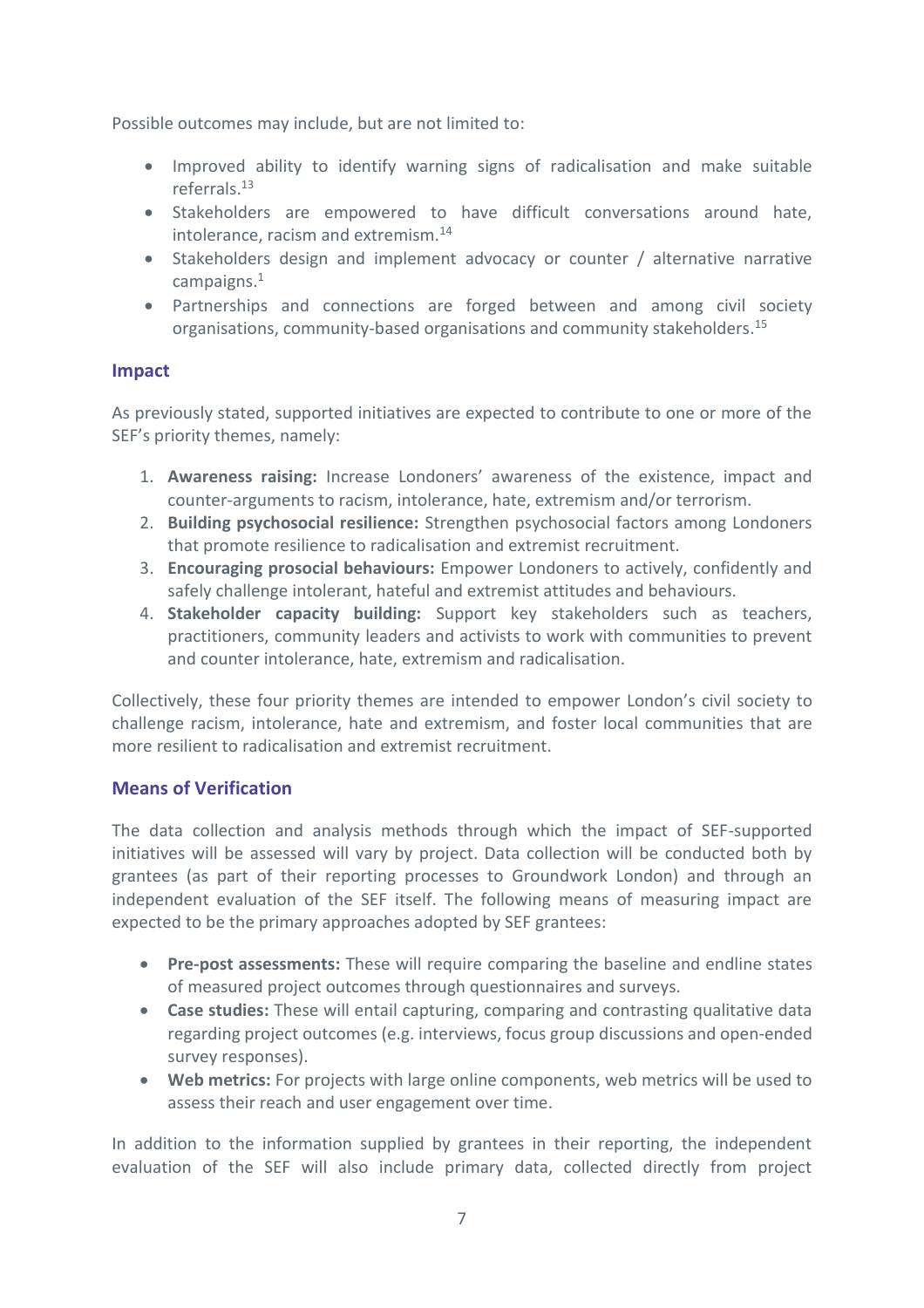Possible outcomes may include, but are not limited to:

- Improved ability to identify warning signs of radicalisation and make suitable referrals.[13]
- Stakeholders are empowered to have difficult conversations around hate, intolerance, racism and extremism.[14]
- Stakeholders design and implement advocacy or counter / alternative narrative campaigns.[1]
- Partnerships and connections are forged between and among civil society organisations, community-based organisations and community stakeholders.[15]

## Impact

As previously stated, supported initiatives are expected to contribute to one or more of the SEF's priority themes, namely:

1. **Awareness raising:** Increase Londoners' awareness of the existence, impact and counter-arguments to racism, intolerance, hate, extremism and/or terrorism.
2. **Building psychosocial resilience:** Strengthen psychosocial factors among Londoners that promote resilience to radicalisation and extremist recruitment.
3. **Encouraging prosocial behaviours:** Empower Londoners to actively, confidently and safely challenge intolerant, hateful and extremist attitudes and behaviours.
4. **Stakeholder capacity building:** Support key stakeholders such as teachers, practitioners, community leaders and activists to work with communities to prevent and counter intolerance, hate, extremism and radicalisation.

Collectively, these four priority themes are intended to empower London's civil society to challenge racism, intolerance, hate and extremism, and foster local communities that are more resilient to radicalisation and extremist recruitment.

## Means of Verification

The data collection and analysis methods through which the impact of SEF-supported initiatives will be assessed will vary by project. Data collection will be conducted both by grantees (as part of their reporting processes to Groundwork London) and through an independent evaluation of the SEF itself. The following means of measuring impact are expected to be the primary approaches adopted by SEF grantees:

- **Pre-post assessments:** These will require comparing the baseline and endline states of measured project outcomes through questionnaires and surveys.
- **Case studies:** These will entail capturing, comparing and contrasting qualitative data regarding project outcomes (e.g. interviews, focus group discussions and open-ended survey responses).
- **Web metrics:** For projects with large online components, web metrics will be used to assess their reach and user engagement over time.

In addition to the information supplied by grantees in their reporting, the independent evaluation of the SEF will also include primary data, collected directly from project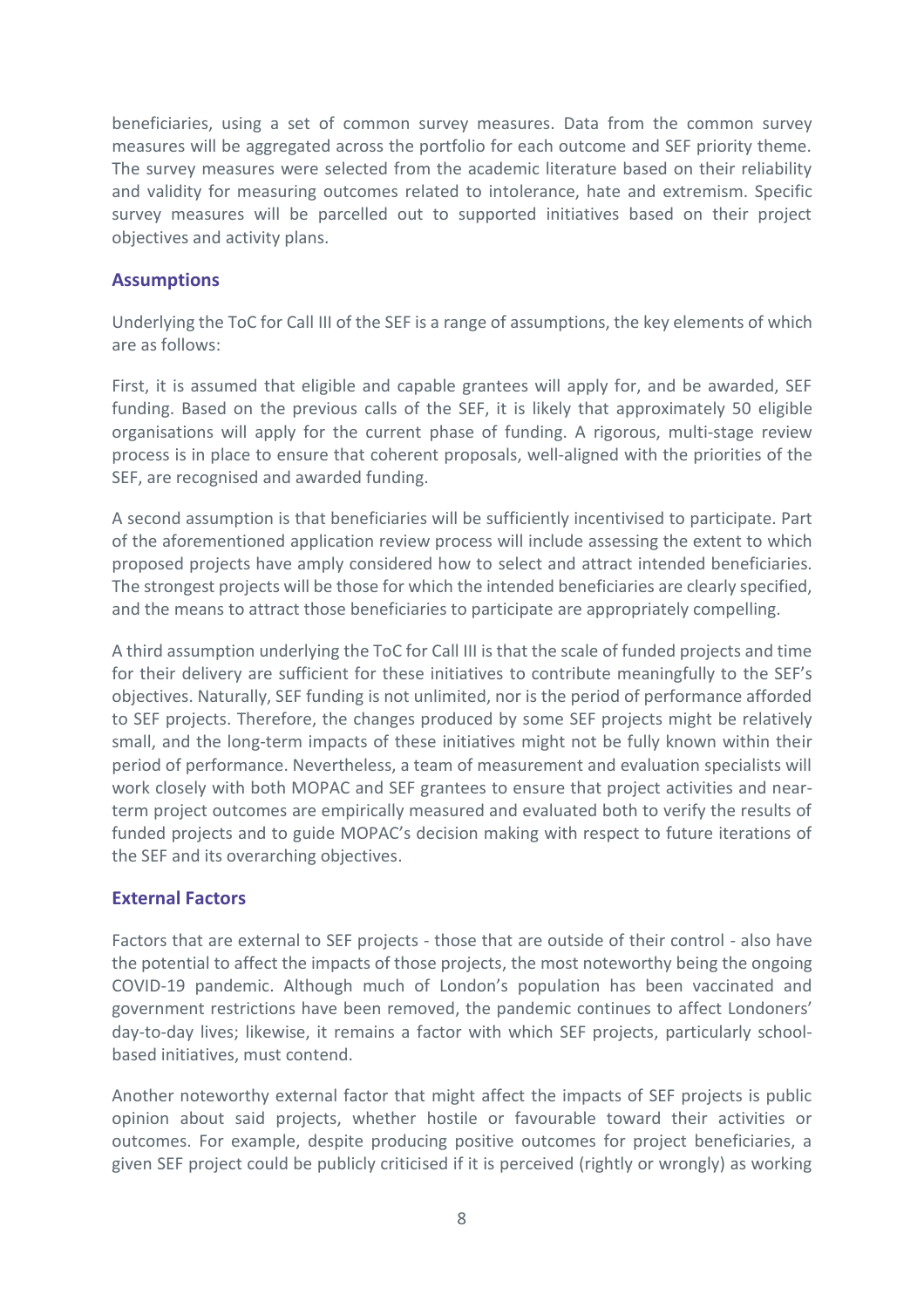beneficiaries, using a set of common survey measures. Data from the common survey measures will be aggregated across the portfolio for each outcome and SEF priority theme. The survey measures were selected from the academic literature based on their reliability and validity for measuring outcomes related to intolerance, hate and extremism. Specific survey measures will be parcelled out to supported initiatives based on their project objectives and activity plans.

### Assumptions

Underlying the ToC for Call III of the SEF is a range of assumptions, the key elements of which are as follows:

First, it is assumed that eligible and capable grantees will apply for, and be awarded, SEF funding. Based on the previous calls of the SEF, it is likely that approximately 50 eligible organisations will apply for the current phase of funding. A rigorous, multi-stage review process is in place to ensure that coherent proposals, well-aligned with the priorities of the SEF, are recognised and awarded funding.

A second assumption is that beneficiaries will be sufficiently incentivised to participate. Part of the aforementioned application review process will include assessing the extent to which proposed projects have amply considered how to select and attract intended beneficiaries. The strongest projects will be those for which the intended beneficiaries are clearly specified, and the means to attract those beneficiaries to participate are appropriately compelling.

A third assumption underlying the ToC for Call III is that the scale of funded projects and time for their delivery are sufficient for these initiatives to contribute meaningfully to the SEF's objectives. Naturally, SEF funding is not unlimited, nor is the period of performance afforded to SEF projects. Therefore, the changes produced by some SEF projects might be relatively small, and the long-term impacts of these initiatives might not be fully known within their period of performance. Nevertheless, a team of measurement and evaluation specialists will work closely with both MOPAC and SEF grantees to ensure that project activities and near-term project outcomes are empirically measured and evaluated both to verify the results of funded projects and to guide MOPAC's decision making with respect to future iterations of the SEF and its overarching objectives.

### External Factors

Factors that are external to SEF projects - those that are outside of their control - also have the potential to affect the impacts of those projects, the most noteworthy being the ongoing COVID-19 pandemic. Although much of London's population has been vaccinated and government restrictions have been removed, the pandemic continues to affect Londoners' day-to-day lives; likewise, it remains a factor with which SEF projects, particularly school-based initiatives, must contend.

Another noteworthy external factor that might affect the impacts of SEF projects is public opinion about said projects, whether hostile or favourable toward their activities or outcomes. For example, despite producing positive outcomes for project beneficiaries, a given SEF project could be publicly criticised if it is perceived (rightly or wrongly) as working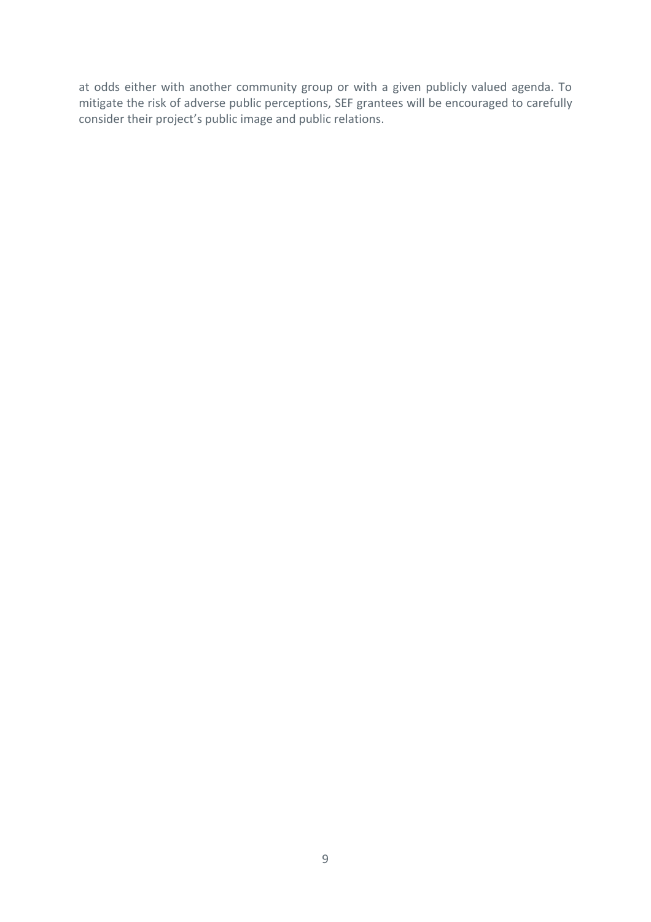at odds either with another community group or with a given publicly valued agenda. To mitigate the risk of adverse public perceptions, SEF grantees will be encouraged to carefully consider their project's public image and public relations.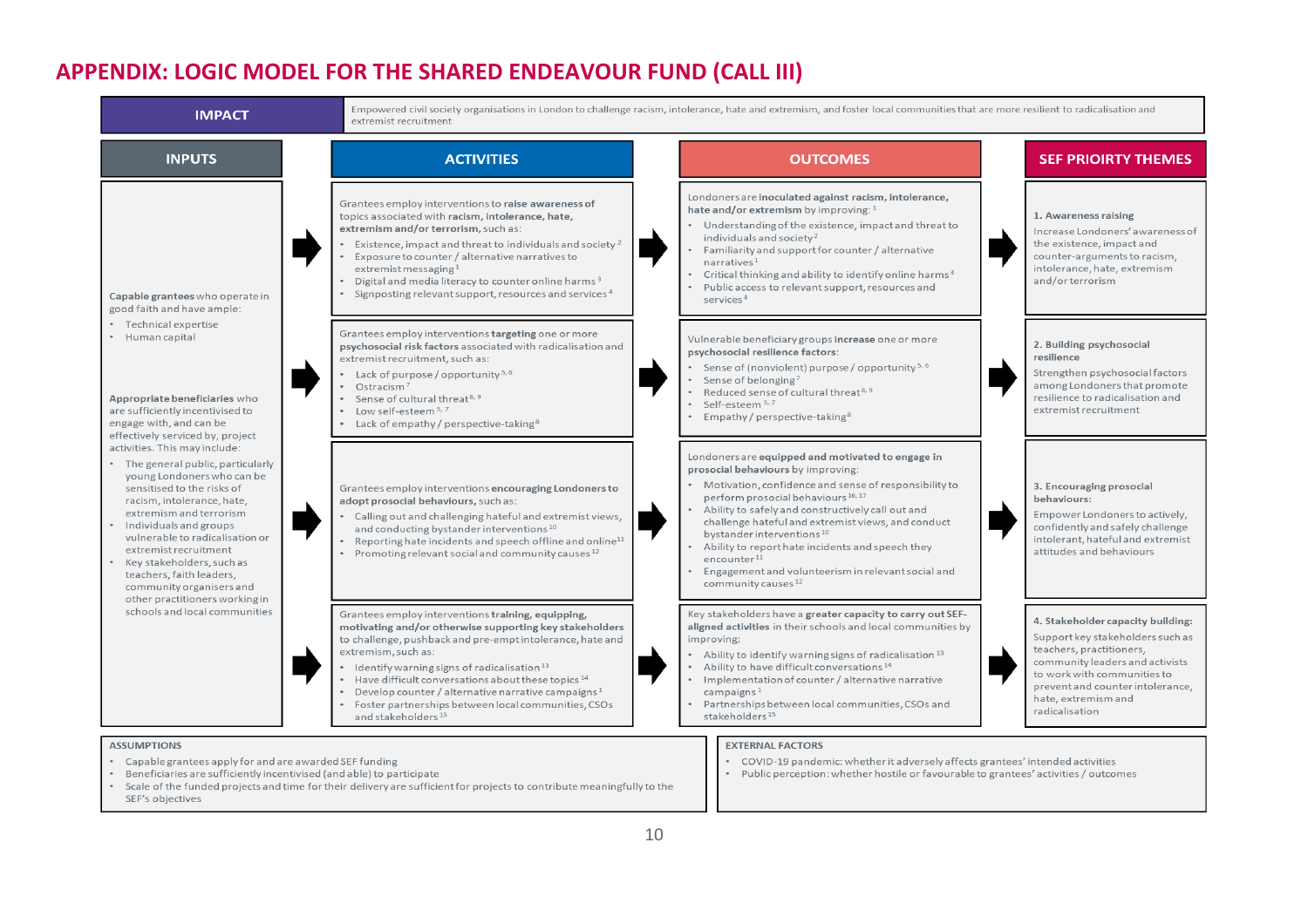# APPENDIX: LOGIC MODEL FOR THE SHARED ENDEAVOUR FUND (CALL III)

**IMPACT:** Empowered civil society organisations in London to challenge racism, intolerance, hate and extremism, and foster local communities that are more resilient to radicalisation and extremist recruitment

## INPUTS

**Capable grantees** who operate in good faith and have ample:

- Technical expertise
- Human capital

**Appropriate beneficiaries** who are sufficiently incentivised to engage with, and can be effectively serviced by, project activities. This may include:

- The general public, particularly young Londoners who can be sensitised to the risks of racism, intolerance, hate, extremism and terrorism
- Individuals and groups vulnerable to radicalisation or extremist recruitment
- Key stakeholders, such as teachers, faith leaders, community organisers and other practitioners working in schools and local communities

| ACTIVITIES | OUTCOMES | SEF PRIORITY THEMES |
|---|---|---|
| Grantees employ interventions to **raise awareness of** topics associated with **racism, intolerance, hate, extremism and/or terrorism,** such as:<br>• Existence, impact and threat to individuals and society [2]<br>• Exposure to counter / alternative narratives to extremist messaging [1]<br>• Digital and media literacy to counter online harms [3]<br>• Signposting relevant support, resources and services [4] | Londoners are **inoculated against racism, intolerance, hate and/or extremism** by improving: [1]<br>• Understanding of the existence, impact and threat to individuals and society [2]<br>• Familiarity and support for counter / alternative narratives [1]<br>• Critical thinking and ability to identify online harms [3]<br>• Public access to relevant support, resources and services [4] | **1. Awareness raising**<br>Increase Londoners' awareness of the existence, impact and counter-arguments to racism, intolerance, hate, extremism and/or terrorism |
| Grantees employ interventions **targeting** one or more **psychosocial risk factors** associated with radicalisation and extremist recruitment, such as:<br>• Lack of purpose / opportunity [5,6]<br>• Ostracism [7]<br>• Sense of cultural threat [8,9]<br>• Low self-esteem [5,7]<br>• Lack of empathy / perspective-taking [8] | Vulnerable beneficiary groups **increase** one or more **psychosocial resilience factors**:<br>• Sense of (nonviolent) purpose / opportunity [5,6]<br>• Sense of belonging [7]<br>• Reduced sense of cultural threat [8,9]<br>• Self-esteem [5,7]<br>• Empathy / perspective-taking [8] | **2. Building psychosocial resilience**<br>Strengthen psychosocial factors among Londoners that promote resilience to radicalisation and extremist recruitment |
| Grantees employ interventions **encouraging Londoners to adopt prosocial behaviours,** such as:<br>• Calling out and challenging hateful and extremist views, and conducting bystander interventions [10]<br>• Reporting hate incidents and speech offline and online [11]<br>• Promoting relevant social and community causes [12] | Londoners are **equipped and motivated to engage in prosocial behaviours** by improving:<br>• Motivation, confidence and sense of responsibility to perform prosocial behaviours [16,17]<br>• Ability to safely and constructively call out and challenge hateful and extremist views, and conduct bystander interventions [10]<br>• Ability to report hate incidents and speech they encounter [11]<br>• Engagement and volunteerism in relevant social and community causes [12] | **3. Encouraging prosocial behaviours:**<br>Empower Londoners to actively, confidently and safely challenge intolerant, hateful and extremist attitudes and behaviours |
| Grantees employ interventions **training, equipping, motivating and/or otherwise supporting key stakeholders** to challenge, pushback and pre-empt intolerance, hate and extremism, such as:<br>• Identify warning signs of radicalisation [13]<br>• Have difficult conversations about these topics [14]<br>• Develop counter / alternative narrative campaigns [1]<br>• Foster partnerships between local communities, CSOs and stakeholders [15] | Key stakeholders have a **greater capacity to carry out SEF-aligned activities** in their schools and local communities by improving:<br>• Ability to identify warning signs of radicalisation [13]<br>• Ability to have difficult conversations [14]<br>• Implementation of counter / alternative narrative campaigns [1]<br>• Partnerships between local communities, CSOs and stakeholders [15] | **4. Stakeholder capacity building:**<br>Support key stakeholders such as teachers, practitioners, community leaders and activists to work with communities to prevent and counter intolerance, hate, extremism and radicalisation |

**ASSUMPTIONS**

- Capable grantees apply for and are awarded SEF funding
- Beneficiaries are sufficiently incentivised (and able) to participate
- Scale of the funded projects and time for their delivery are sufficient for projects to contribute meaningfully to the SEF's objectives

**EXTERNAL FACTORS**

- COVID-19 pandemic: whether it adversely affects grantees' intended activities
- Public perception: whether hostile or favourable to grantees' activities / outcomes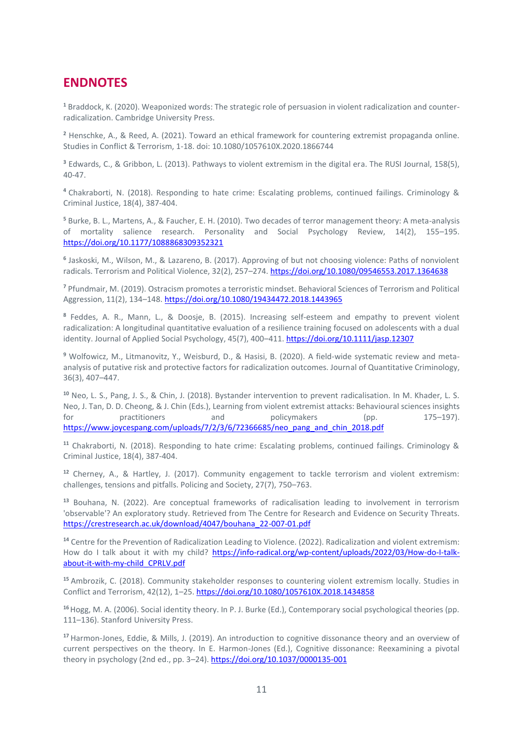## ENDNOTES

[1] Braddock, K. (2020). Weaponized words: The strategic role of persuasion in violent radicalization and counter-radicalization. Cambridge University Press.

[2] Henschke, A., & Reed, A. (2021). Toward an ethical framework for countering extremist propaganda online. Studies in Conflict & Terrorism, 1-18. doi: 10.1080/1057610X.2020.1866744

[3] Edwards, C., & Gribbon, L. (2013). Pathways to violent extremism in the digital era. The RUSI Journal, 158(5), 40-47.

[4] Chakraborti, N. (2018). Responding to hate crime: Escalating problems, continued failings. Criminology & Criminal Justice, 18(4), 387-404.

[5] Burke, B. L., Martens, A., & Faucher, E. H. (2010). Two decades of terror management theory: A meta-analysis of mortality salience research. Personality and Social Psychology Review, 14(2), 155–195. https://doi.org/10.1177/1088868309352321

[6] Jaskoski, M., Wilson, M., & Lazareno, B. (2017). Approving of but not choosing violence: Paths of nonviolent radicals. Terrorism and Political Violence, 32(2), 257–274. https://doi.org/10.1080/09546553.2017.1364638

[7] Pfundmair, M. (2019). Ostracism promotes a terroristic mindset. Behavioral Sciences of Terrorism and Political Aggression, 11(2), 134–148. https://doi.org/10.1080/19434472.2018.1443965

[8] Feddes, A. R., Mann, L., & Doosje, B. (2015). Increasing self-esteem and empathy to prevent violent radicalization: A longitudinal quantitative evaluation of a resilience training focused on adolescents with a dual identity. Journal of Applied Social Psychology, 45(7), 400–411. https://doi.org/10.1111/jasp.12307

[9] Wolfowicz, M., Litmanovitz, Y., Weisburd, D., & Hasisi, B. (2020). A field-wide systematic review and meta-analysis of putative risk and protective factors for radicalization outcomes. Journal of Quantitative Criminology, 36(3), 407–447.

[10] Neo, L. S., Pang, J. S., & Chin, J. (2018). Bystander intervention to prevent radicalisation. In M. Khader, L. S. Neo, J. Tan, D. D. Cheong, & J. Chin (Eds.), Learning from violent extremist attacks: Behavioural sciences insights for practitioners and policymakers (pp. 175–197). https://www.joycespang.com/uploads/7/2/3/6/72366685/neo_pang_and_chin_2018.pdf

[11] Chakraborti, N. (2018). Responding to hate crime: Escalating problems, continued failings. Criminology & Criminal Justice, 18(4), 387-404.

[12] Cherney, A., & Hartley, J. (2017). Community engagement to tackle terrorism and violent extremism: challenges, tensions and pitfalls. Policing and Society, 27(7), 750–763.

[13] Bouhana, N. (2022). Are conceptual frameworks of radicalisation leading to involvement in terrorism 'observable'? An exploratory study. Retrieved from The Centre for Research and Evidence on Security Threats. https://crestresearch.ac.uk/download/4047/bouhana_22-007-01.pdf

[14] Centre for the Prevention of Radicalization Leading to Violence. (2022). Radicalization and violent extremism: How do I talk about it with my child? https://info-radical.org/wp-content/uploads/2022/03/How-do-I-talk-about-it-with-my-child_CPRLV.pdf

[15] Ambrozik, C. (2018). Community stakeholder responses to countering violent extremism locally. Studies in Conflict and Terrorism, 42(12), 1–25. https://doi.org/10.1080/1057610X.2018.1434858

[16] Hogg, M. A. (2006). Social identity theory. In P. J. Burke (Ed.), Contemporary social psychological theories (pp. 111–136). Stanford University Press.

[17] Harmon-Jones, Eddie, & Mills, J. (2019). An introduction to cognitive dissonance theory and an overview of current perspectives on the theory. In E. Harmon-Jones (Ed.), Cognitive dissonance: Reexamining a pivotal theory in psychology (2nd ed., pp. 3–24). https://doi.org/10.1037/0000135-001